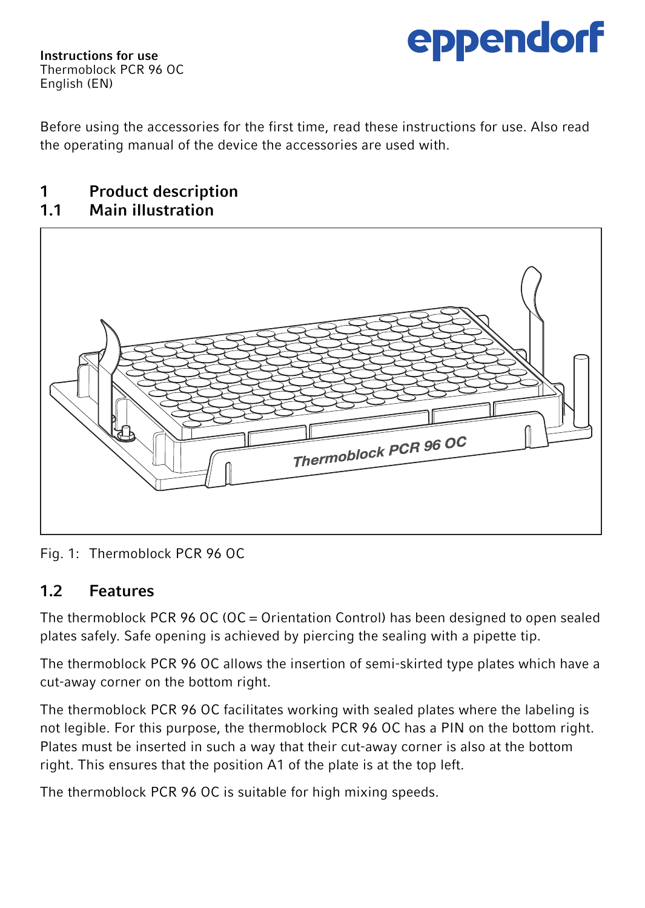**Instructions for use**
Thermoblock PCR 96 OC
English (EN)

eppendorf

Before using the accessories for the first time, read these instructions for use. Also read the operating manual of the device the accessories are used with.

# 1 Product description

## 1.1 Main illustration

Fig. 1: Thermoblock PCR 96 OC

## 1.2 Features

The thermoblock PCR 96 OC (OC = Orientation Control) has been designed to open sealed plates safely. Safe opening is achieved by piercing the sealing with a pipette tip.

The thermoblock PCR 96 OC allows the insertion of semi-skirted type plates which have a cut-away corner on the bottom right.

The thermoblock PCR 96 OC facilitates working with sealed plates where the labeling is not legible. For this purpose, the thermoblock PCR 96 OC has a PIN on the bottom right. Plates must be inserted in such a way that their cut-away corner is also at the bottom right. This ensures that the position A1 of the plate is at the top left.

The thermoblock PCR 96 OC is suitable for high mixing speeds.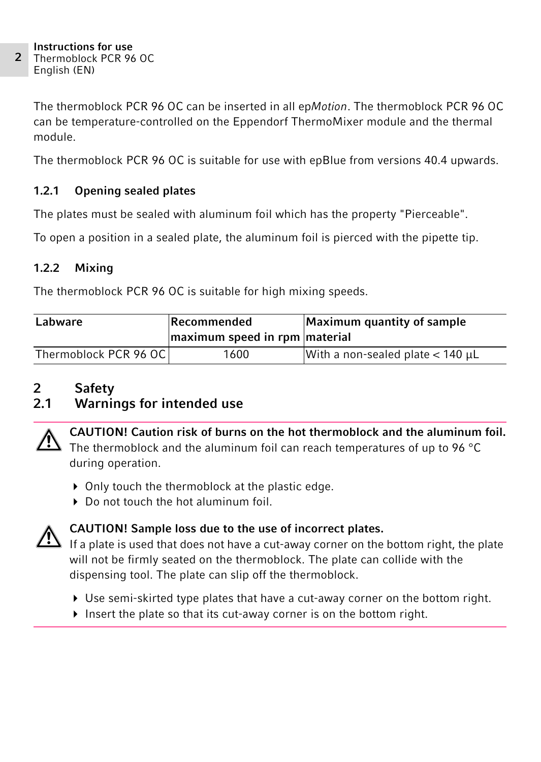The thermoblock PCR 96 OC can be inserted in all ep*Motion*. The thermoblock PCR 96 OC can be temperature-controlled on the Eppendorf ThermoMixer module and the thermal module.

The thermoblock PCR 96 OC is suitable for use with epBlue from versions 40.4 upwards.

### 1.2.1 Opening sealed plates

The plates must be sealed with aluminum foil which has the property "Pierceable".

To open a position in a sealed plate, the aluminum foil is pierced with the pipette tip.

### 1.2.2 Mixing

The thermoblock PCR 96 OC is suitable for high mixing speeds.

| Labware | Recommended maximum speed in rpm | Maximum quantity of sample material |
|---|---|---|
| Thermoblock PCR 96 OC | 1600 | With a non-sealed plate < 140 µL |

# 2 Safety

## 2.1 Warnings for intended use

**CAUTION! Caution risk of burns on the hot thermoblock and the aluminum foil.**
The thermoblock and the aluminum foil can reach temperatures of up to 96 °C during operation.

- Only touch the thermoblock at the plastic edge.
- Do not touch the hot aluminum foil.

**CAUTION! Sample loss due to the use of incorrect plates.**
If a plate is used that does not have a cut-away corner on the bottom right, the plate will not be firmly seated on the thermoblock. The plate can collide with the dispensing tool. The plate can slip off the thermoblock.

- Use semi-skirted type plates that have a cut-away corner on the bottom right.
- Insert the plate so that its cut-away corner is on the bottom right.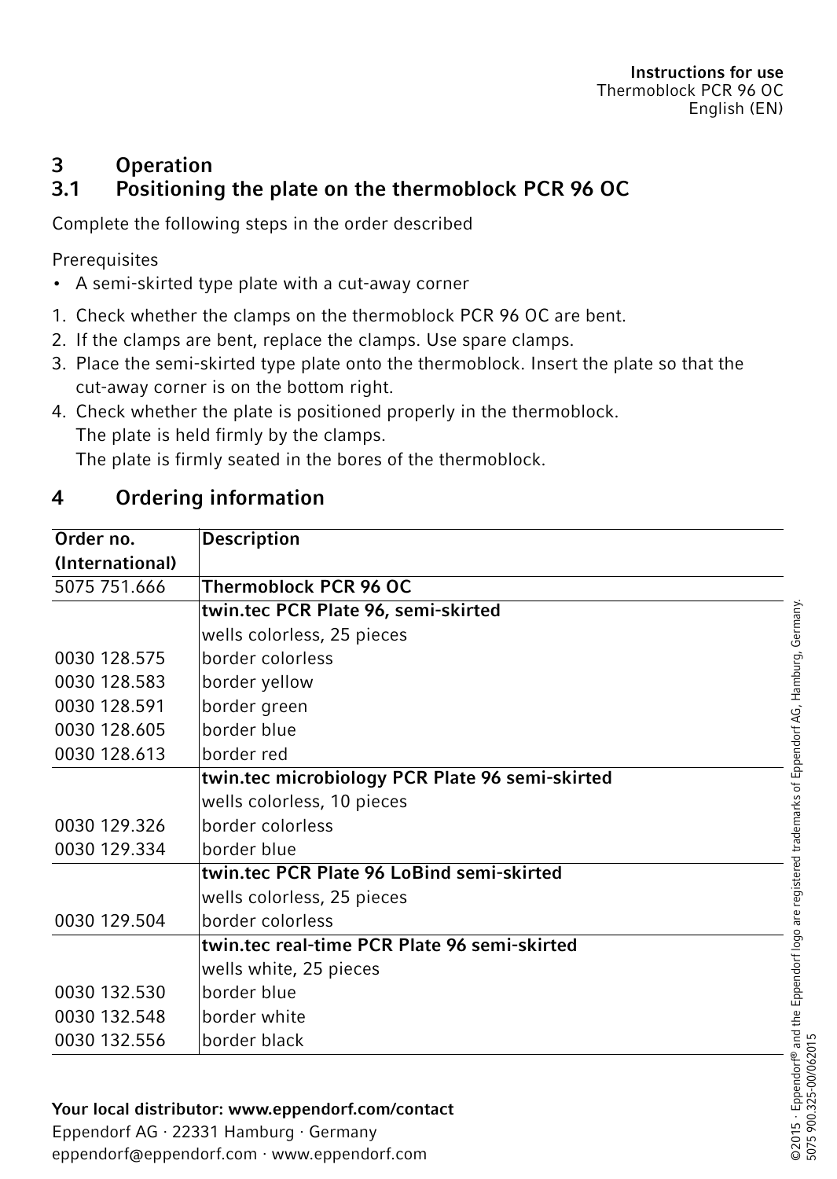# 3 Operation

## 3.1 Positioning the plate on the thermoblock PCR 96 OC

Complete the following steps in the order described

Prerequisites

- A semi-skirted type plate with a cut-away corner

1. Check whether the clamps on the thermoblock PCR 96 OC are bent.
2. If the clamps are bent, replace the clamps. Use spare clamps.
3. Place the semi-skirted type plate onto the thermoblock. Insert the plate so that the cut-away corner is on the bottom right.
4. Check whether the plate is positioned properly in the thermoblock.
   The plate is held firmly by the clamps.
   The plate is firmly seated in the bores of the thermoblock.

# 4 Ordering information

| Order no. (International) | Description |
|---|---|
| 5075 751.666 | **Thermoblock PCR 96 OC** |
| | **twin.tec PCR Plate 96, semi-skirted** |
| | wells colorless, 25 pieces |
| 0030 128.575 | border colorless |
| 0030 128.583 | border yellow |
| 0030 128.591 | border green |
| 0030 128.605 | border blue |
| 0030 128.613 | border red |
| | **twin.tec microbiology PCR Plate 96 semi-skirted** |
| | wells colorless, 10 pieces |
| 0030 129.326 | border colorless |
| 0030 129.334 | border blue |
| | **twin.tec PCR Plate 96 LoBind semi-skirted** |
| | wells colorless, 25 pieces |
| 0030 129.504 | border colorless |
| | **twin.tec real-time PCR Plate 96 semi-skirted** |
| | wells white, 25 pieces |
| 0030 132.530 | border blue |
| 0030 132.548 | border white |
| 0030 132.556 | border black |

**Your local distributor: www.eppendorf.com/contact**
Eppendorf AG · 22331 Hamburg · Germany
eppendorf@eppendorf.com · www.eppendorf.com

©2015 · Eppendorf® and the Eppendorf logo are registered trademarks of Eppendorf AG, Hamburg, Germany.
5075 900.325-00/062015